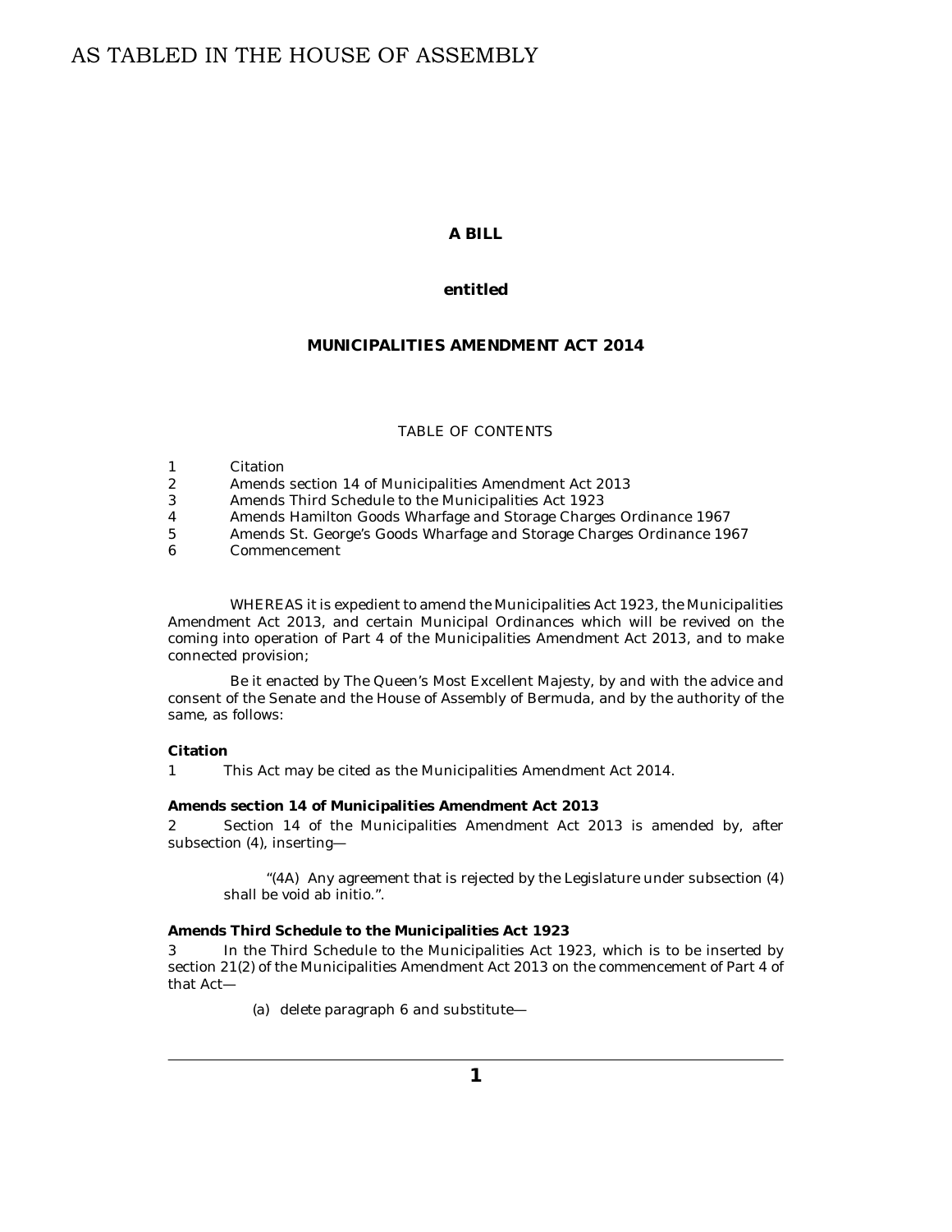AS TABLED IN THE HOUSE OF ASSEMBLY

**A BILL**

**entitled**

**MUNICIPALITIES AMENDMENT ACT 2014**

TABLE OF CONTENTS

1 Citation
2 Amends section 14 of Municipalities Amendment Act 2013
3 Amends Third Schedule to the Municipalities Act 1923
4 Amends Hamilton Goods Wharfage and Storage Charges Ordinance 1967
5 Amends St. George's Goods Wharfage and Storage Charges Ordinance 1967
6 Commencement

WHEREAS it is expedient to amend the Municipalities Act 1923, the Municipalities Amendment Act 2013, and certain Municipal Ordinances which will be revived on the coming into operation of Part 4 of the Municipalities Amendment Act 2013, and to make connected provision;

Be it enacted by The Queen's Most Excellent Majesty, by and with the advice and consent of the Senate and the House of Assembly of Bermuda, and by the authority of the same, as follows:

**Citation**

1 This Act may be cited as the Municipalities Amendment Act 2014.

**Amends section 14 of Municipalities Amendment Act 2013**

2 Section 14 of the Municipalities Amendment Act 2013 is amended by, after subsection (4), inserting—

> "(4A) Any agreement that is rejected by the Legislature under subsection (4) shall be void ab initio.".

**Amends Third Schedule to the Municipalities Act 1923**

3 In the Third Schedule to the Municipalities Act 1923, which is to be inserted by section 21(2) of the Municipalities Amendment Act 2013 on the commencement of Part 4 of that Act—

> (a) delete paragraph 6 and substitute—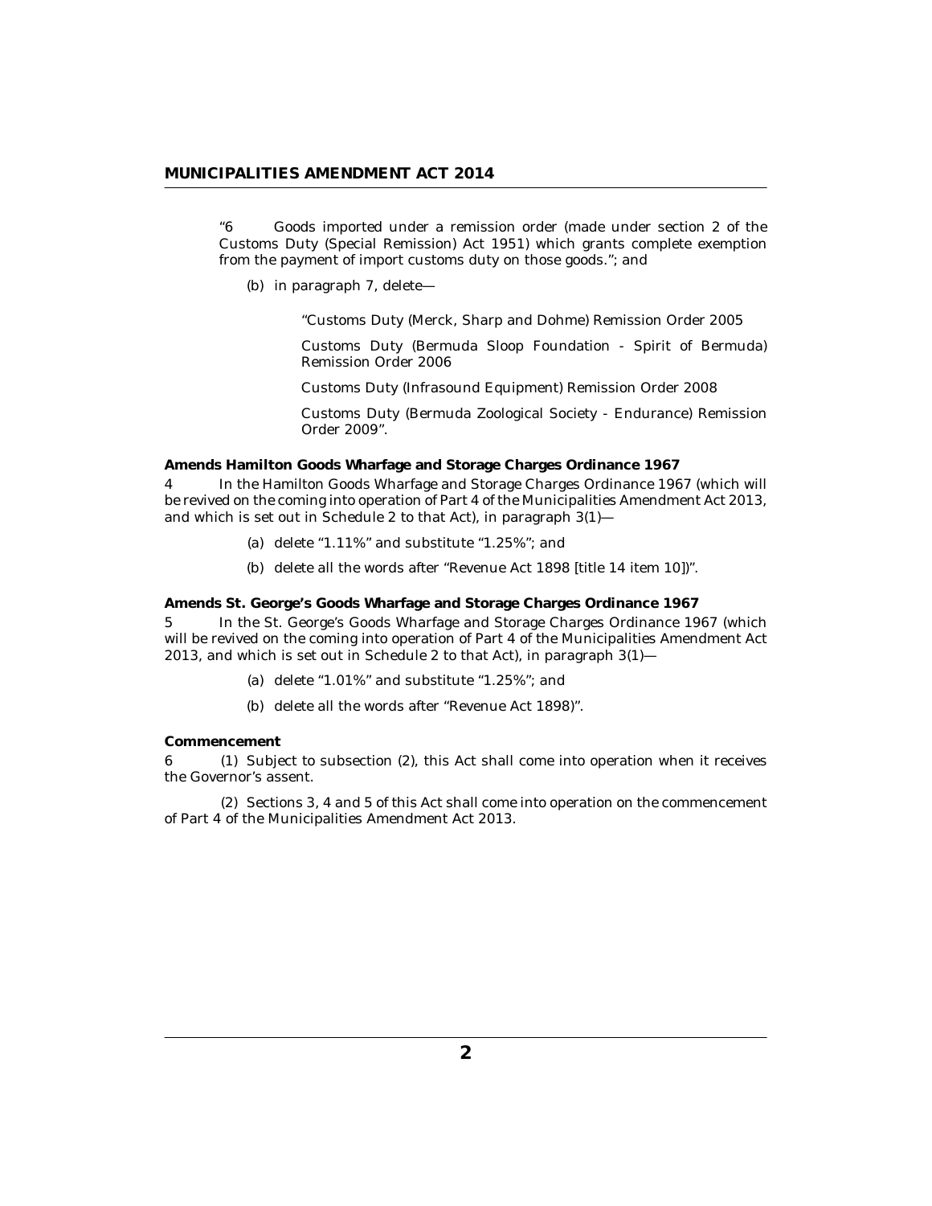"6 Goods imported under a remission order (made under section 2 of the Customs Duty (Special Remission) Act 1951) which grants complete exemption from the payment of import customs duty on those goods."; and

(b) in paragraph 7, delete—

"Customs Duty (Merck, Sharp and Dohme) Remission Order 2005

Customs Duty (Bermuda Sloop Foundation - Spirit of Bermuda) Remission Order 2006

Customs Duty (Infrasound Equipment) Remission Order 2008

Customs Duty (Bermuda Zoological Society - Endurance) Remission Order 2009".

**Amends Hamilton Goods Wharfage and Storage Charges Ordinance 1967**

4 In the Hamilton Goods Wharfage and Storage Charges Ordinance 1967 (which will be revived on the coming into operation of Part 4 of the Municipalities Amendment Act 2013, and which is set out in Schedule 2 to that Act), in paragraph 3(1)—

(a) delete "1.11%" and substitute "1.25%"; and

(b) delete all the words after "Revenue Act 1898 [title 14 item 10])".

**Amends St. George's Goods Wharfage and Storage Charges Ordinance 1967**

5 In the St. George's Goods Wharfage and Storage Charges Ordinance 1967 (which will be revived on the coming into operation of Part 4 of the Municipalities Amendment Act 2013, and which is set out in Schedule 2 to that Act), in paragraph 3(1)—

(a) delete "1.01%" and substitute "1.25%"; and

(b) delete all the words after "Revenue Act 1898)".

**Commencement**

6 (1) Subject to subsection (2), this Act shall come into operation when it receives the Governor's assent.

(2) Sections 3, 4 and 5 of this Act shall come into operation on the commencement of Part 4 of the Municipalities Amendment Act 2013.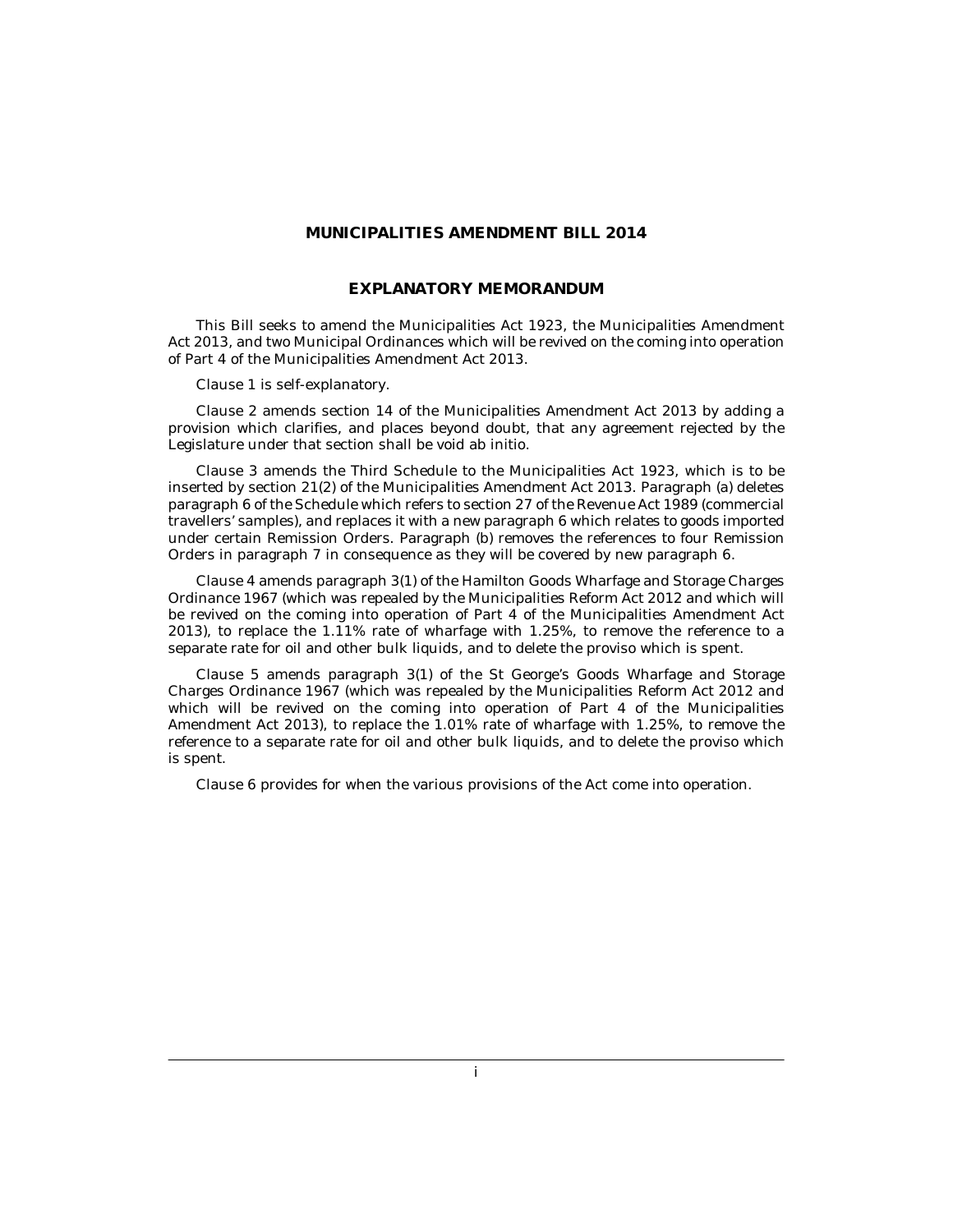# MUNICIPALITIES AMENDMENT BILL 2014

## EXPLANATORY MEMORANDUM

This Bill seeks to amend the Municipalities Act 1923, the Municipalities Amendment Act 2013, and two Municipal Ordinances which will be revived on the coming into operation of Part 4 of the Municipalities Amendment Act 2013.

Clause 1 is self-explanatory.

Clause 2 amends section 14 of the Municipalities Amendment Act 2013 by adding a provision which clarifies, and places beyond doubt, that any agreement rejected by the Legislature under that section shall be void ab initio.

Clause 3 amends the Third Schedule to the Municipalities Act 1923, which is to be inserted by section 21(2) of the Municipalities Amendment Act 2013. Paragraph (a) deletes paragraph 6 of the Schedule which refers to section 27 of the Revenue Act 1989 (commercial travellers' samples), and replaces it with a new paragraph 6 which relates to goods imported under certain Remission Orders. Paragraph (b) removes the references to four Remission Orders in paragraph 7 in consequence as they will be covered by new paragraph 6.

Clause 4 amends paragraph 3(1) of the Hamilton Goods Wharfage and Storage Charges Ordinance 1967 (which was repealed by the Municipalities Reform Act 2012 and which will be revived on the coming into operation of Part 4 of the Municipalities Amendment Act 2013), to replace the 1.11% rate of wharfage with 1.25%, to remove the reference to a separate rate for oil and other bulk liquids, and to delete the proviso which is spent.

Clause 5 amends paragraph 3(1) of the St George's Goods Wharfage and Storage Charges Ordinance 1967 (which was repealed by the Municipalities Reform Act 2012 and which will be revived on the coming into operation of Part 4 of the Municipalities Amendment Act 2013), to replace the 1.01% rate of wharfage with 1.25%, to remove the reference to a separate rate for oil and other bulk liquids, and to delete the proviso which is spent.

Clause 6 provides for when the various provisions of the Act come into operation.